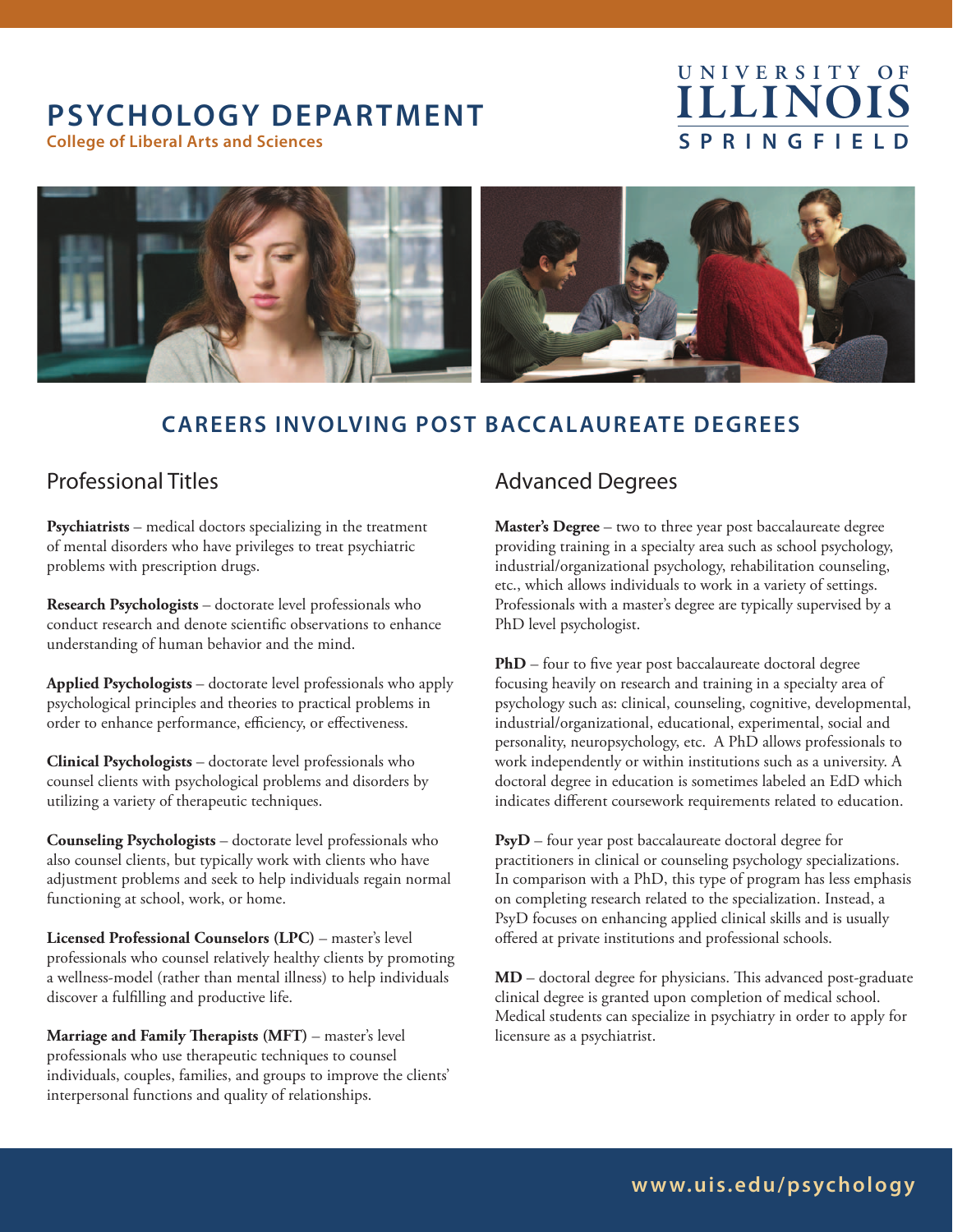# PSYCHOLOGY DEPARTMENT

College of Liberal Arts and Sciences

UNIVERSITY OF ILLINOIS SPRINGFIELD

## CAREERS INVOLVING POST BACCALAUREATE DEGREES

### Professional Titles

**Psychiatrists** – medical doctors specializing in the treatment of mental disorders who have privileges to treat psychiatric problems with prescription drugs.

**Research Psychologists** – doctorate level professionals who conduct research and denote scientific observations to enhance understanding of human behavior and the mind.

**Applied Psychologists** – doctorate level professionals who apply psychological principles and theories to practical problems in order to enhance performance, efficiency, or effectiveness.

**Clinical Psychologists** – doctorate level professionals who counsel clients with psychological problems and disorders by utilizing a variety of therapeutic techniques.

**Counseling Psychologists** – doctorate level professionals who also counsel clients, but typically work with clients who have adjustment problems and seek to help individuals regain normal functioning at school, work, or home.

**Licensed Professional Counselors (LPC)** – master's level professionals who counsel relatively healthy clients by promoting a wellness-model (rather than mental illness) to help individuals discover a fulfilling and productive life.

**Marriage and Family Therapists (MFT)** – master's level professionals who use therapeutic techniques to counsel individuals, couples, families, and groups to improve the clients' interpersonal functions and quality of relationships.

### Advanced Degrees

**Master's Degree** – two to three year post baccalaureate degree providing training in a specialty area such as school psychology, industrial/organizational psychology, rehabilitation counseling, etc., which allows individuals to work in a variety of settings. Professionals with a master's degree are typically supervised by a PhD level psychologist.

**PhD** – four to five year post baccalaureate doctoral degree focusing heavily on research and training in a specialty area of psychology such as: clinical, counseling, cognitive, developmental, industrial/organizational, educational, experimental, social and personality, neuropsychology, etc. A PhD allows professionals to work independently or within institutions such as a university. A doctoral degree in education is sometimes labeled an EdD which indicates different coursework requirements related to education.

**PsyD** – four year post baccalaureate doctoral degree for practitioners in clinical or counseling psychology specializations. In comparison with a PhD, this type of program has less emphasis on completing research related to the specialization. Instead, a PsyD focuses on enhancing applied clinical skills and is usually offered at private institutions and professional schools.

**MD** – doctoral degree for physicians. This advanced post-graduate clinical degree is granted upon completion of medical school. Medical students can specialize in psychiatry in order to apply for licensure as a psychiatrist.

www.uis.edu/psychology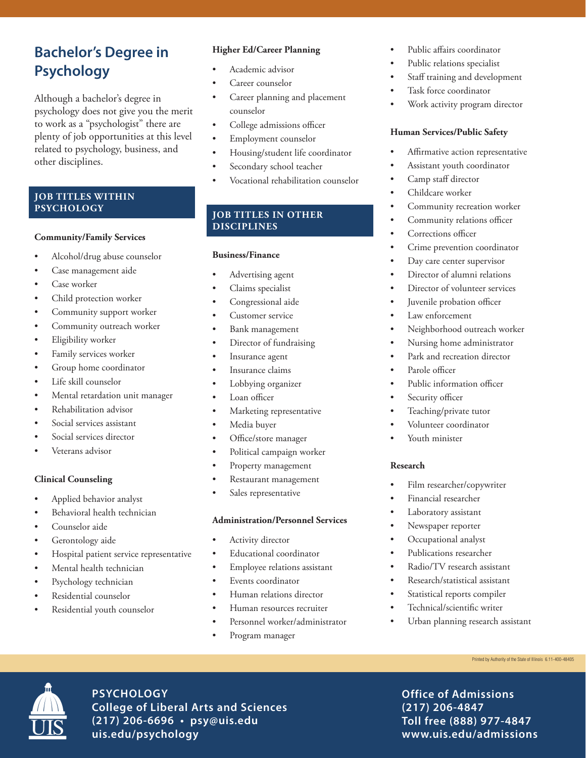# Bachelor's Degree in Psychology

Although a bachelor's degree in psychology does not give you the merit to work as a "psychologist" there are plenty of job opportunities at this level related to psychology, business, and other disciplines.

## JOB TITLES WITHIN PSYCHOLOGY

### Community/Family Services

- Alcohol/drug abuse counselor
- Case management aide
- Case worker
- Child protection worker
- Community support worker
- Community outreach worker
- Eligibility worker
- Family services worker
- Group home coordinator
- Life skill counselor
- Mental retardation unit manager
- Rehabilitation advisor
- Social services assistant
- Social services director
- Veterans advisor

### Clinical Counseling

- Applied behavior analyst
- Behavioral health technician
- Counselor aide
- Gerontology aide
- Hospital patient service representative
- Mental health technician
- Psychology technician
- Residential counselor
- Residential youth counselor

### Higher Ed/Career Planning

- Academic advisor
- Career counselor
- Career planning and placement counselor
- College admissions officer
- Employment counselor
- Housing/student life coordinator
- Secondary school teacher
- Vocational rehabilitation counselor

## JOB TITLES IN OTHER DISCIPLINES

### Business/Finance

- Advertising agent
- Claims specialist
- Congressional aide
- Customer service
- Bank management
- Director of fundraising
- Insurance agent
- Insurance claims
- Lobbying organizer
- Loan officer
- Marketing representative
- Media buyer
- Office/store manager
- Political campaign worker
- Property management
- Restaurant management
- Sales representative

### Administration/Personnel Services

- Activity director
- Educational coordinator
- Employee relations assistant
- Events coordinator
- Human relations director
- Human resources recruiter
- Personnel worker/administrator
- Program manager
- Public affairs coordinator
- Public relations specialist
- Staff training and development
- Task force coordinator
- Work activity program director

### Human Services/Public Safety

- Affirmative action representative
- Assistant youth coordinator
- Camp staff director
- Childcare worker
- Community recreation worker
- Community relations officer
- Corrections officer
- Crime prevention coordinator
- Day care center supervisor
- Director of alumni relations
- Director of volunteer services
- Juvenile probation officer
- Law enforcement
- Neighborhood outreach worker
- Nursing home administrator
- Park and recreation director
- Parole officer
- Public information officer
- Security officer
- Teaching/private tutor
- Volunteer coordinator
- Youth minister

### Research

- Film researcher/copywriter
- Financial researcher
- Laboratory assistant
- Newspaper reporter
- Occupational analyst
- Publications researcher
- Radio/TV research assistant
- Research/statistical assistant
- Statistical reports compiler
- Technical/scientific writer
- Urban planning research assistant

Printed by Authority of the State of Illinois 6.11-400-48405

**PSYCHOLOGY**
**College of Liberal Arts and Sciences**
**(217) 206-6696 • psy@uis.edu**
**uis.edu/psychology**

**Office of Admissions**
**(217) 206-4847**
**Toll free (888) 977-4847**
**www.uis.edu/admissions**